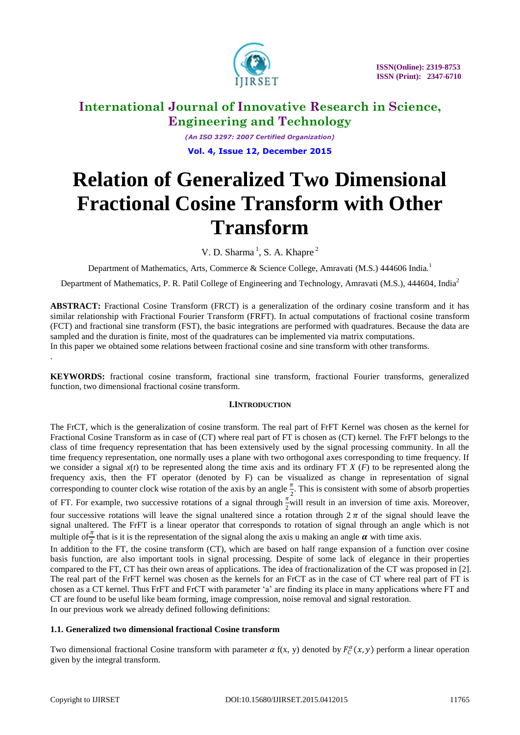# International Journal of Innovative Research in Science, Engineering and Technology

*(An ISO 3297: 2007 Certified Organization)*

**Vol. 4, Issue 12, December 2015**

# Relation of Generalized Two Dimensional Fractional Cosine Transform with Other Transform

V. D. Sharma [1], S. A. Khapre [2]

Department of Mathematics, Arts, Commerce & Science College, Amravati (M.S.) 444606 India.[1]

Department of Mathematics, P. R. Patil College of Engineering and Technology, Amravati (M.S.), 444604, India[2]

**ABSTRACT:** Fractional Cosine Transform (FRCT) is a generalization of the ordinary cosine transform and it has similar relationship with Fractional Fourier Transform (FRFT). In actual computations of fractional cosine transform (FCT) and fractional sine transform (FST), the basic integrations are performed with quadratures. Because the data are sampled and the duration is finite, most of the quadratures can be implemented via matrix computations.
In this paper we obtained some relations between fractional cosine and sine transform with other transforms.

.

**KEYWORDS:** fractional cosine transform, fractional sine transform, fractional Fourier transforms, generalized function, two dimensional fractional cosine transform.

## I.INTRODUCTION

The FrCT, which is the generalization of cosine transform. The real part of FrFT Kernel was chosen as the kernel for Fractional Cosine Transform as in case of (CT) where real part of FT is chosen as (CT) kernel. The FrFT belongs to the class of time frequency representation that has been extensively used by the signal processing community. In all the time frequency representation, one normally uses a plane with two orthogonal axes corresponding to time frequency. If we consider a signal $x(t)$ to be represented along the time axis and its ordinary FT $X(F)$ to be represented along the frequency axis, then the FT operator (denoted by F) can be visualized as change in representation of signal corresponding to counter clock wise rotation of the axis by an angle $\frac{\pi}{2}$. This is consistent with some of absorb properties of FT. For example, two successive rotations of a signal through $\frac{\pi}{2}$will result in an inversion of time axis. Moreover, four successive rotations will leave the signal unaltered since a rotation through $2\pi$ of the signal should leave the signal unaltered. The FrFT is a linear operator that corresponds to rotation of signal through an angle which is not multiple of$\frac{\pi}{2}$ that is it is the representation of the signal along the axis u making an angle $\boldsymbol{\alpha}$ with time axis.
In addition to the FT, the cosine transform (CT), which are based on half range expansion of a function over cosine basis function, are also important tools in signal processing. Despite of some lack of elegance in their properties compared to the FT, CT has their own areas of applications. The idea of fractionalization of the CT was proposed in [2]. The real part of the FrFT kernel was chosen as the kernels for an FrCT as in the case of CT where real part of FT is chosen as a CT kernel. Thus FrFT and FrCT with parameter 'a' are finding its place in many applications where FT and CT are found to be useful like beam forming, image compression, noise removal and signal restoration.
In our previous work we already defined following definitions:

### 1.1. Generalized two dimensional fractional Cosine transform

Two dimensional fractional Cosine transform with parameter $\alpha$ f(x, y) denoted by $F_C^{\alpha}(x,y)$ perform a linear operation given by the integral transform.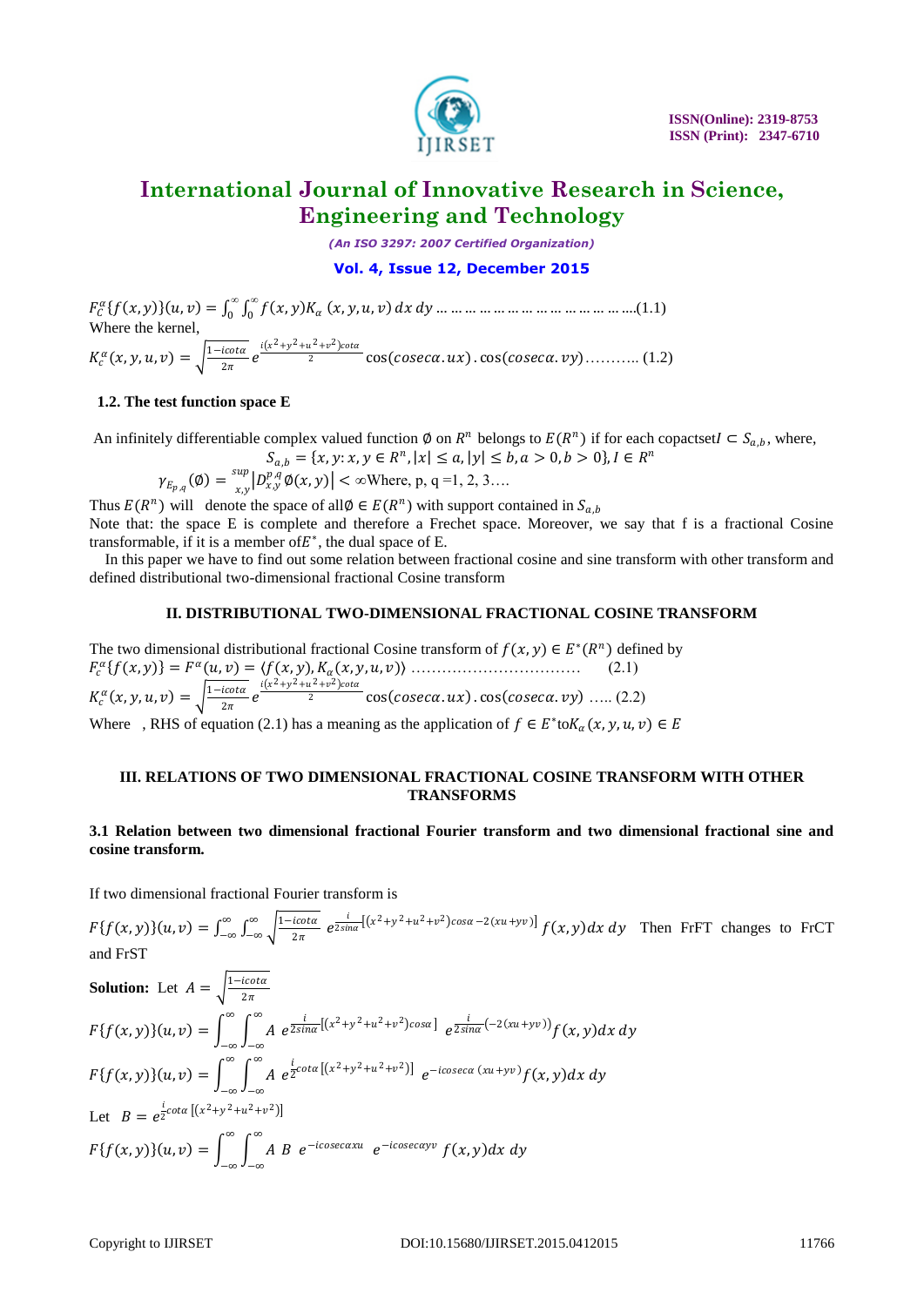$$F_C^{\alpha}\{f(x,y)\}(u,v) = \int_0^{\infty}\int_0^{\infty} f(x,y)K_{\alpha}(x,y,u,v)\,dx\,dy \ldots\ldots\ldots\ldots\ldots\ldots\ldots\ldots\ldots\ldots\ldots\ldots(1.1)$$

Where the kernel,

$$K_c^{\alpha}(x,y,u,v) = \sqrt{\frac{1-icot\alpha}{2\pi}}\, e^{\frac{i(x^2+y^2+u^2+v^2)cot\alpha}{2}} \cos(cosec\alpha.ux).\cos(cosec\alpha.vy) \ldots\ldots\ldots\ldots (1.2)$$

### 1.2. The test function space E

An infinitely differentiable complex valued function $\emptyset$ on $R^n$ belongs to $E(R^n)$ if for each copactset $I \subset S_{a,b}$, where,

$$S_{a,b} = \{x,y: x,y \in R^n, |x| \leq a, |y| \leq b, a > 0, b > 0\}, I \in R^n$$

$$\gamma_{E_{p,q}}(\emptyset) = \sup_{x,y}\left|D_{x,y}^{p,q}\emptyset(x,y)\right| < \infty$$ Where, p, q =1, 2, 3….

Thus $E(R^n)$ will denote the space of all $\emptyset \in E(R^n)$ with support contained in $S_{a,b}$

Note that: the space E is complete and therefore a Frechet space. Moreover, we say that f is a fractional Cosine transformable, if it is a member of $E^*$, the dual space of E.

In this paper we have to find out some relation between fractional cosine and sine transform with other transform and defined distributional two-dimensional fractional Cosine transform

## II. DISTRIBUTIONAL TWO-DIMENSIONAL FRACTIONAL COSINE TRANSFORM

The two dimensional distributional fractional Cosine transform of $f(x,y) \in E^*(R^n)$ defined by

$$F_c^{\alpha}\{f(x,y)\} = F^{\alpha}(u,v) = \langle f(x,y), K_{\alpha}(x,y,u,v)\rangle \ldots\ldots\ldots\ldots\ldots\ldots\ldots\ldots\ldots\ldots \quad (2.1)$$

$$K_c^{\alpha}(x,y,u,v) = \sqrt{\frac{1-icot\alpha}{2\pi}}\, e^{\frac{i(x^2+y^2+u^2+v^2)cot\alpha}{2}} \cos(cosec\alpha.ux).\cos(cosec\alpha.vy) \ldots.. (2.2)$$

Where , RHS of equation (2.1) has a meaning as the application of $f \in E^*$ to $K_{\alpha}(x,y,u,v) \in E$

## III. RELATIONS OF TWO DIMENSIONAL FRACTIONAL COSINE TRANSFORM WITH OTHER TRANSFORMS

### 3.1 Relation between two dimensional fractional Fourier transform and two dimensional fractional sine and cosine transform.

If two dimensional fractional Fourier transform is

$F\{f(x,y)\}(u,v) = \int_{-\infty}^{\infty}\int_{-\infty}^{\infty} \sqrt{\frac{1-icot\alpha}{2\pi}}\, e^{\frac{i}{2sin\alpha}[(x^2+y^2+u^2+v^2)cos\alpha - 2(xu+yv)]} f(x,y)dx\,dy$ Then FrFT changes to FrCT and FrST

**Solution:** Let $A = \sqrt{\frac{1-icot\alpha}{2\pi}}$

$$F\{f(x,y)\}(u,v) = \int_{-\infty}^{\infty}\int_{-\infty}^{\infty} A\; e^{\frac{i}{2sin\alpha}[(x^2+y^2+u^2+v^2)cos\alpha]}\; e^{\frac{i}{2sin\alpha}(-2(xu+yv))} f(x,y)dx\,dy$$

$$F\{f(x,y)\}(u,v) = \int_{-\infty}^{\infty}\int_{-\infty}^{\infty} A\; e^{\frac{i}{2}cot\alpha\,[(x^2+y^2+u^2+v^2)]}\; e^{-icosec\alpha\,(xu+yv)} f(x,y)dx\,dy$$

Let $B = e^{\frac{i}{2}cot\alpha\,[(x^2+y^2+u^2+v^2)]}$

$$F\{f(x,y)\}(u,v) = \int_{-\infty}^{\infty}\int_{-\infty}^{\infty} A\;B\; e^{-icosec\alpha xu}\; e^{-icosec\alpha yv}\, f(x,y)dx\,dy$$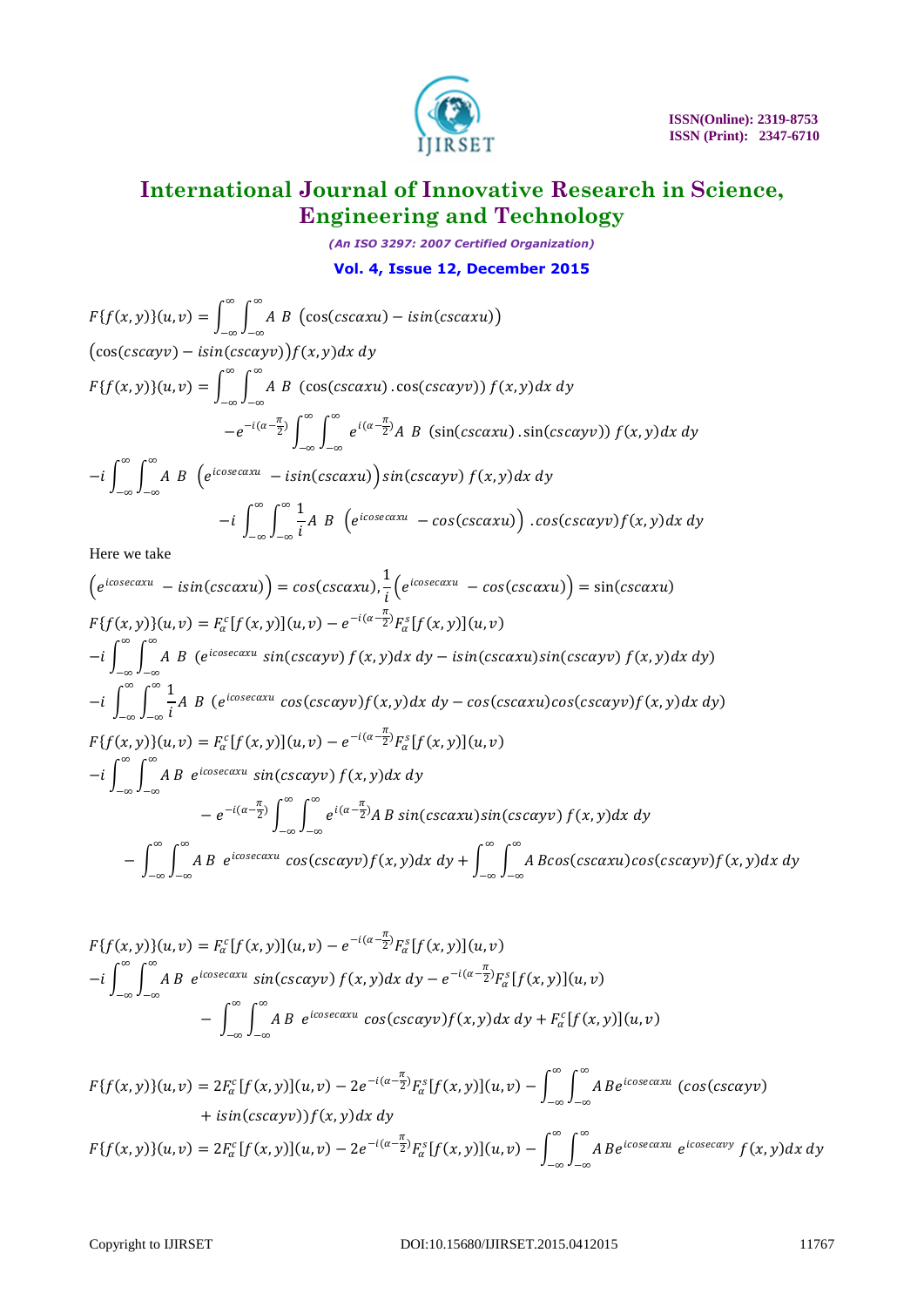$$F\{f(x,y)\}(u,v) = \int_{-\infty}^{\infty}\int_{-\infty}^{\infty} A\ B\ \left(\cos(csc\alpha xu) - isin(csc\alpha xu)\right)$$
$$\left(\cos(csc\alpha yv) - isin(csc\alpha yv)\right) f(x,y)dx\,dy$$

$$F\{f(x,y)\}(u,v) = \int_{-\infty}^{\infty}\int_{-\infty}^{\infty} A\ B\ \left(\cos(csc\alpha xu).\cos(csc\alpha yv)\right) f(x,y)dx\,dy$$
$$-e^{-i\left(\alpha-\frac{\pi}{2}\right)}\int_{-\infty}^{\infty}\int_{-\infty}^{\infty} e^{i\left(\alpha-\frac{\pi}{2}\right)} A\ B\ \left(\sin(csc\alpha xu).\sin(csc\alpha yv)\right) f(x,y)dx\,dy$$
$$-i\int_{-\infty}^{\infty}\int_{-\infty}^{\infty} A\ B\ \left(e^{icosec\alpha xu} - isin(csc\alpha xu)\right) sin(csc\alpha yv)\ f(x,y)dx\,dy$$
$$-i\int_{-\infty}^{\infty}\int_{-\infty}^{\infty} \frac{1}{i} A\ B\ \left(e^{icosec\alpha xu} - cos(csc\alpha xu)\right).cos(csc\alpha yv) f(x,y)dx\,dy$$

Here we take

$$\left(e^{icosec\alpha xu} - isin(csc\alpha xu)\right) = cos(csc\alpha xu), \frac{1}{i}\left(e^{icosec\alpha xu} - cos(csc\alpha xu)\right) = \sin(csc\alpha xu)$$

$$F\{f(x,y)\}(u,v) = F_\alpha^c[f(x,y)](u,v) - e^{-i\left(\alpha-\frac{\pi}{2}\right)} F_\alpha^s[f(x,y)](u,v)$$
$$-i\int_{-\infty}^{\infty}\int_{-\infty}^{\infty} A\ B\ \left(e^{icosec\alpha xu}\ sin(csc\alpha yv)\ f(x,y)dx\,dy - isin(csc\alpha xu) sin(csc\alpha yv)\ f(x,y)dx\,dy\right)$$
$$-i\int_{-\infty}^{\infty}\int_{-\infty}^{\infty} \frac{1}{i} A\ B\ \left(e^{icosec\alpha xu}\ cos(csc\alpha yv) f(x,y)dx\,dy - cos(csc\alpha xu) cos(csc\alpha yv) f(x,y)dx\,dy\right)$$

$$F\{f(x,y)\}(u,v) = F_\alpha^c[f(x,y)](u,v) - e^{-i\left(\alpha-\frac{\pi}{2}\right)} F_\alpha^s[f(x,y)](u,v)$$
$$-i\int_{-\infty}^{\infty}\int_{-\infty}^{\infty} A\,B\ e^{icosec\alpha xu}\ sin(csc\alpha yv)\ f(x,y)dx\,dy$$
$$-e^{-i\left(\alpha-\frac{\pi}{2}\right)}\int_{-\infty}^{\infty}\int_{-\infty}^{\infty} e^{i\left(\alpha-\frac{\pi}{2}\right)} A\,B\ sin(csc\alpha xu) sin(csc\alpha yv)\ f(x,y)dx\,dy$$
$$-\int_{-\infty}^{\infty}\int_{-\infty}^{\infty} A\,B\ e^{icosec\alpha xu}\ cos(csc\alpha yv) f(x,y)dx\,dy + \int_{-\infty}^{\infty}\int_{-\infty}^{\infty} A\,Bcos(csc\alpha xu) cos(csc\alpha yv) f(x,y)dx\,dy$$

$$F\{f(x,y)\}(u,v) = F_\alpha^c[f(x,y)](u,v) - e^{-i\left(\alpha-\frac{\pi}{2}\right)} F_\alpha^s[f(x,y)](u,v)$$
$$-i\int_{-\infty}^{\infty}\int_{-\infty}^{\infty} A\,B\ e^{icosec\alpha xu}\ sin(csc\alpha yv)\ f(x,y)dx\,dy - e^{-i\left(\alpha-\frac{\pi}{2}\right)} F_\alpha^s[f(x,y)](u,v)$$
$$-\int_{-\infty}^{\infty}\int_{-\infty}^{\infty} A\,B\ e^{icosec\alpha xu}\ cos(csc\alpha yv) f(x,y)dx\,dy + F_\alpha^c[f(x,y)](u,v)$$

$$F\{f(x,y)\}(u,v) = 2F_\alpha^c[f(x,y)](u,v) - 2e^{-i\left(\alpha-\frac{\pi}{2}\right)} F_\alpha^s[f(x,y)](u,v) - \int_{-\infty}^{\infty}\int_{-\infty}^{\infty} A\,Be^{icosec\alpha xu}\ \left(cos(csc\alpha yv) + isin(csc\alpha yv)\right) f(x,y)dx\,dy$$

$$F\{f(x,y)\}(u,v) = 2F_\alpha^c[f(x,y)](u,v) - 2e^{-i\left(\alpha-\frac{\pi}{2}\right)} F_\alpha^s[f(x,y)](u,v) - \int_{-\infty}^{\infty}\int_{-\infty}^{\infty} A\,Be^{icosec\alpha xu}\ e^{icosec\alpha vy}\ f(x,y)dx\,dy$$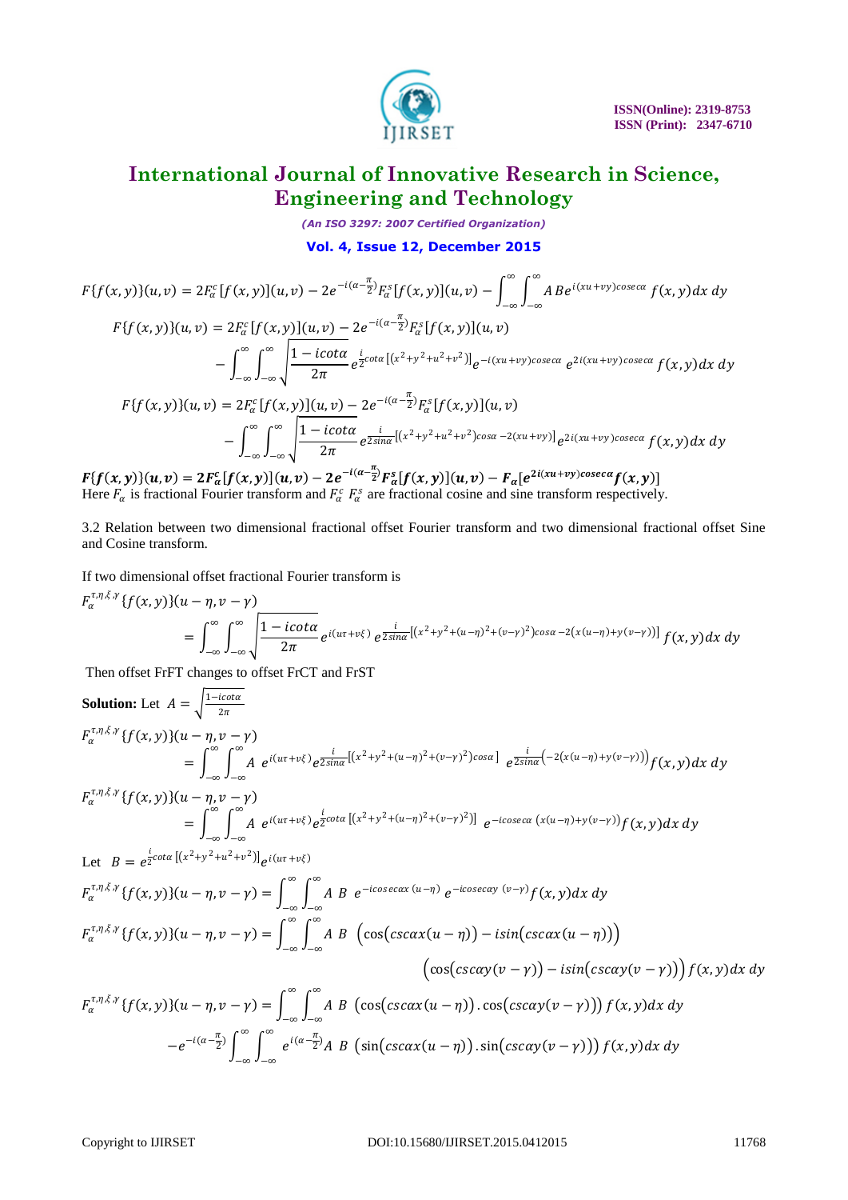$$F\{f(x,y)\}(u,v) = 2F_\alpha^c[f(x,y)](u,v) - 2e^{-i(\alpha-\frac{\pi}{2})}F_\alpha^s[f(x,y)](u,v) - \int_{-\infty}^{\infty}\int_{-\infty}^{\infty} A\,B\,e^{i(xu+vy)cosec\alpha}\,f(x,y)dx\,dy$$

$$F\{f(x,y)\}(u,v) = 2F_\alpha^c[f(x,y)](u,v) - 2e^{-i(\alpha-\frac{\pi}{2})}F_\alpha^s[f(x,y)](u,v) - \int_{-\infty}^{\infty}\int_{-\infty}^{\infty}\sqrt{\frac{1-icot\alpha}{2\pi}}\,e^{\frac{i}{2}cot\alpha\,[(x^2+y^2+u^2+v^2)]}e^{-i(xu+vy)cosec\alpha}\,e^{2i(xu+vy)cosec\alpha}\,f(x,y)dx\,dy$$

$$F\{f(x,y)\}(u,v) = 2F_\alpha^c[f(x,y)](u,v) - 2e^{-i(\alpha-\frac{\pi}{2})}F_\alpha^s[f(x,y)](u,v) - \int_{-\infty}^{\infty}\int_{-\infty}^{\infty}\sqrt{\frac{1-icot\alpha}{2\pi}}\,e^{\frac{i}{2sin\alpha}[(x^2+y^2+u^2+v^2)cos\alpha\,-2(xu+vy)]}e^{2i(xu+vy)cosec\alpha}\,f(x,y)dx\,dy$$

$$\boldsymbol{F\{f(x,y)\}(u,v) = 2F_\alpha^c[f(x,y)](u,v) - 2e^{-i(\alpha-\frac{\pi}{2})}F_\alpha^s[f(x,y)](u,v) - F_\alpha[e^{2i(xu+vy)cosec\alpha}f(x,y)]}$$

Here $F_\alpha$ is fractional Fourier transform and $F_\alpha^c$ $F_\alpha^s$ are fractional cosine and sine transform respectively.

3.2 Relation between two dimensional fractional offset Fourier transform and two dimensional fractional offset Sine and Cosine transform.

If two dimensional offset fractional Fourier transform is

$$F_\alpha^{\tau,\eta,\xi,\gamma}\{f(x,y)\}(u-\eta,v-\gamma) = \int_{-\infty}^{\infty}\int_{-\infty}^{\infty}\sqrt{\frac{1-icot\alpha}{2\pi}}\,e^{i(u\tau+v\xi)}\,e^{\frac{i}{2sin\alpha}[(x^2+y^2+(u-\eta)^2+(v-\gamma)^2)cos\alpha\,-2(x(u-\eta)+y(v-\gamma))]}\,f(x,y)dx\,dy$$

Then offset FrFT changes to offset FrCT and FrST

**Solution:** Let $A = \sqrt{\frac{1-icot\alpha}{2\pi}}$

$$F_\alpha^{\tau,\eta,\xi,\gamma}\{f(x,y)\}(u-\eta,v-\gamma) = \int_{-\infty}^{\infty}\int_{-\infty}^{\infty}A\;e^{i(u\tau+v\xi)}e^{\frac{i}{2sin\alpha}[(x^2+y^2+(u-\eta)^2+(v-\gamma)^2)cos\alpha]}\;e^{\frac{i}{2sin\alpha}\left(-2(x(u-\eta)+y(v-\gamma))\right)}f(x,y)dx\,dy$$

$$F_\alpha^{\tau,\eta,\xi,\gamma}\{f(x,y)\}(u-\eta,v-\gamma) = \int_{-\infty}^{\infty}\int_{-\infty}^{\infty}A\;e^{i(u\tau+v\xi)}e^{\frac{i}{2}cot\alpha\,[(x^2+y^2+(u-\eta)^2+(v-\gamma)^2)]}\;e^{-icosec\alpha\,(x(u-\eta)+y(v-\gamma))}f(x,y)dx\,dy$$

Let $B = e^{\frac{i}{2}cot\alpha\,[(x^2+y^2+u^2+v^2)]}e^{i(u\tau+v\xi)}$

$$F_\alpha^{\tau,\eta,\xi,\gamma}\{f(x,y)\}(u-\eta,v-\gamma) = \int_{-\infty}^{\infty}\int_{-\infty}^{\infty}A\;B\;e^{-icosec\alpha x\,(u-\eta)}\;e^{-icosec\alpha y\,(v-\gamma)}f(x,y)dx\,dy$$

$$F_\alpha^{\tau,\eta,\xi,\gamma}\{f(x,y)\}(u-\eta,v-\gamma) = \int_{-\infty}^{\infty}\int_{-\infty}^{\infty}A\;B\;\left(\cos(csc\alpha x(u-\eta)) - isin(csc\alpha x(u-\eta))\right)\left(\cos(csc\alpha y(v-\gamma)) - isin(csc\alpha y(v-\gamma))\right)f(x,y)dx\,dy$$

$$F_\alpha^{\tau,\eta,\xi,\gamma}\{f(x,y)\}(u-\eta,v-\gamma) = \int_{-\infty}^{\infty}\int_{-\infty}^{\infty}A\;B\;\left(\cos(csc\alpha x(u-\eta)).\cos(csc\alpha y(v-\gamma))\right)f(x,y)dx\,dy - e^{-i(\alpha-\frac{\pi}{2})}\int_{-\infty}^{\infty}\int_{-\infty}^{\infty}e^{i(\alpha-\frac{\pi}{2})}A\;B\;\left(\sin(csc\alpha x(u-\eta)).\sin(csc\alpha y(v-\gamma))\right)f(x,y)dx\,dy$$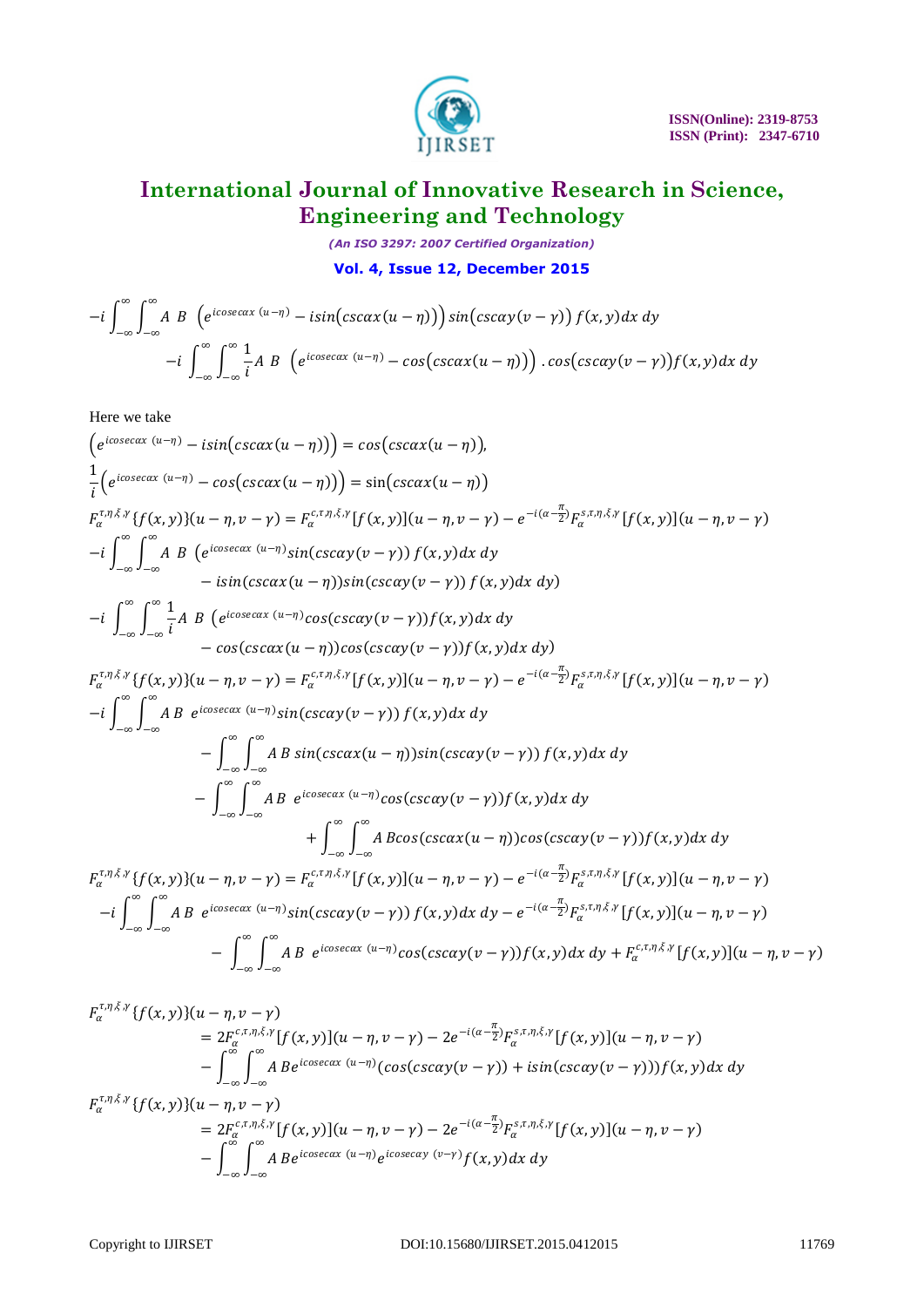$$-i\int_{-\infty}^{\infty}\int_{-\infty}^{\infty} A\ B\ \left(e^{icosec\alpha x\ (u-\eta)} - isin\big(csc\alpha x(u-\eta)\big)\right) sin\big(csc\alpha y(v-\gamma)\big)\ f(x,y)dx\ dy$$

$$-i\int_{-\infty}^{\infty}\int_{-\infty}^{\infty} \frac{1}{i} A\ B\ \left(e^{icosec\alpha x\ (u-\eta)} - cos\big(csc\alpha x(u-\eta)\big)\right).cos\big(csc\alpha y(v-\gamma)\big) f(x,y)dx\ dy$$

Here we take

$$\left(e^{icosec\alpha x\ (u-\eta)} - isin\big(csc\alpha x(u-\eta)\big)\right) = cos\big(csc\alpha x(u-\eta)\big),$$

$$\frac{1}{i}\left(e^{icosec\alpha x\ (u-\eta)} - cos\big(csc\alpha x(u-\eta)\big)\right) = \sin\big(csc\alpha x(u-\eta)\big)$$

$$F_{\alpha}^{\tau,\eta,\xi,\gamma}\{f(x,y)\}(u-\eta,v-\gamma) = F_{\alpha}^{c,\tau,\eta,\xi,\gamma}[f(x,y)](u-\eta,v-\gamma) - e^{-i(\alpha-\frac{\pi}{2})}F_{\alpha}^{s,\tau,\eta,\xi,\gamma}[f(x,y)](u-\eta,v-\gamma)$$

$$-i\int_{-\infty}^{\infty}\int_{-\infty}^{\infty} A\ B\ \left(e^{icosec\alpha x\ (u-\eta)}sin(csc\alpha y(v-\gamma))\ f(x,y)dx\ dy\right.$$
$$\left. - isin(csc\alpha x(u-\eta))sin(csc\alpha y(v-\gamma))\ f(x,y)dx\ dy\right)$$

$$-i\int_{-\infty}^{\infty}\int_{-\infty}^{\infty} \frac{1}{i} A\ B\ \left(e^{icosec\alpha x\ (u-\eta)}cos(csc\alpha y(v-\gamma))f(x,y)dx\ dy\right.$$
$$\left. - cos(csc\alpha x(u-\eta))cos(csc\alpha y(v-\gamma))f(x,y)dx\ dy\right)$$

$$F_{\alpha}^{\tau,\eta,\xi,\gamma}\{f(x,y)\}(u-\eta,v-\gamma) = F_{\alpha}^{c,\tau,\eta,\xi,\gamma}[f(x,y)](u-\eta,v-\gamma) - e^{-i(\alpha-\frac{\pi}{2})}F_{\alpha}^{s,\tau,\eta,\xi,\gamma}[f(x,y)](u-\eta,v-\gamma)$$

$$-i\int_{-\infty}^{\infty}\int_{-\infty}^{\infty} A\,B\ e^{icosec\alpha x\ (u-\eta)}sin(csc\alpha y(v-\gamma))\ f(x,y)dx\ dy$$
$$-\int_{-\infty}^{\infty}\int_{-\infty}^{\infty} A\,B\ sin(csc\alpha x(u-\eta))sin(csc\alpha y(v-\gamma))\ f(x,y)dx\ dy$$
$$-\int_{-\infty}^{\infty}\int_{-\infty}^{\infty} A\,B\ e^{icosec\alpha x\ (u-\eta)}cos(csc\alpha y(v-\gamma))f(x,y)dx\ dy$$
$$+\int_{-\infty}^{\infty}\int_{-\infty}^{\infty} A\,Bcos(csc\alpha x(u-\eta))cos(csc\alpha y(v-\gamma))f(x,y)dx\ dy$$

$$F_{\alpha}^{\tau,\eta,\xi,\gamma}\{f(x,y)\}(u-\eta,v-\gamma) = F_{\alpha}^{c,\tau,\eta,\xi,\gamma}[f(x,y)](u-\eta,v-\gamma) - e^{-i(\alpha-\frac{\pi}{2})}F_{\alpha}^{s,\tau,\eta,\xi,\gamma}[f(x,y)](u-\eta,v-\gamma)$$
$$-i\int_{-\infty}^{\infty}\int_{-\infty}^{\infty} A\,B\ e^{icosec\alpha x\ (u-\eta)}sin(csc\alpha y(v-\gamma))\ f(x,y)dx\ dy - e^{-i(\alpha-\frac{\pi}{2})}F_{\alpha}^{s,\tau,\eta,\xi,\gamma}[f(x,y)](u-\eta,v-\gamma)$$
$$-\int_{-\infty}^{\infty}\int_{-\infty}^{\infty} A\,B\ e^{icosec\alpha x\ (u-\eta)}cos(csc\alpha y(v-\gamma))f(x,y)dx\ dy + F_{\alpha}^{c,\tau,\eta,\xi,\gamma}[f(x,y)](u-\eta,v-\gamma)$$

$$F_{\alpha}^{\tau,\eta,\xi,\gamma}\{f(x,y)\}(u-\eta,v-\gamma)$$
$$= 2F_{\alpha}^{c,\tau,\eta,\xi,\gamma}[f(x,y)](u-\eta,v-\gamma) - 2e^{-i(\alpha-\frac{\pi}{2})}F_{\alpha}^{s,\tau,\eta,\xi,\gamma}[f(x,y)](u-\eta,v-\gamma)$$
$$-\int_{-\infty}^{\infty}\int_{-\infty}^{\infty} A\,Be^{icosec\alpha x\ (u-\eta)}(cos(csc\alpha y(v-\gamma)) + isin(csc\alpha y(v-\gamma)))f(x,y)dx\ dy$$

$$F_{\alpha}^{\tau,\eta,\xi,\gamma}\{f(x,y)\}(u-\eta,v-\gamma)$$
$$= 2F_{\alpha}^{c,\tau,\eta,\xi,\gamma}[f(x,y)](u-\eta,v-\gamma) - 2e^{-i(\alpha-\frac{\pi}{2})}F_{\alpha}^{s,\tau,\eta,\xi,\gamma}[f(x,y)](u-\eta,v-\gamma)$$
$$-\int_{-\infty}^{\infty}\int_{-\infty}^{\infty} A\,Be^{icosec\alpha x\ (u-\eta)}e^{icosec\alpha y\ (v-\gamma)}f(x,y)dx\ dy$$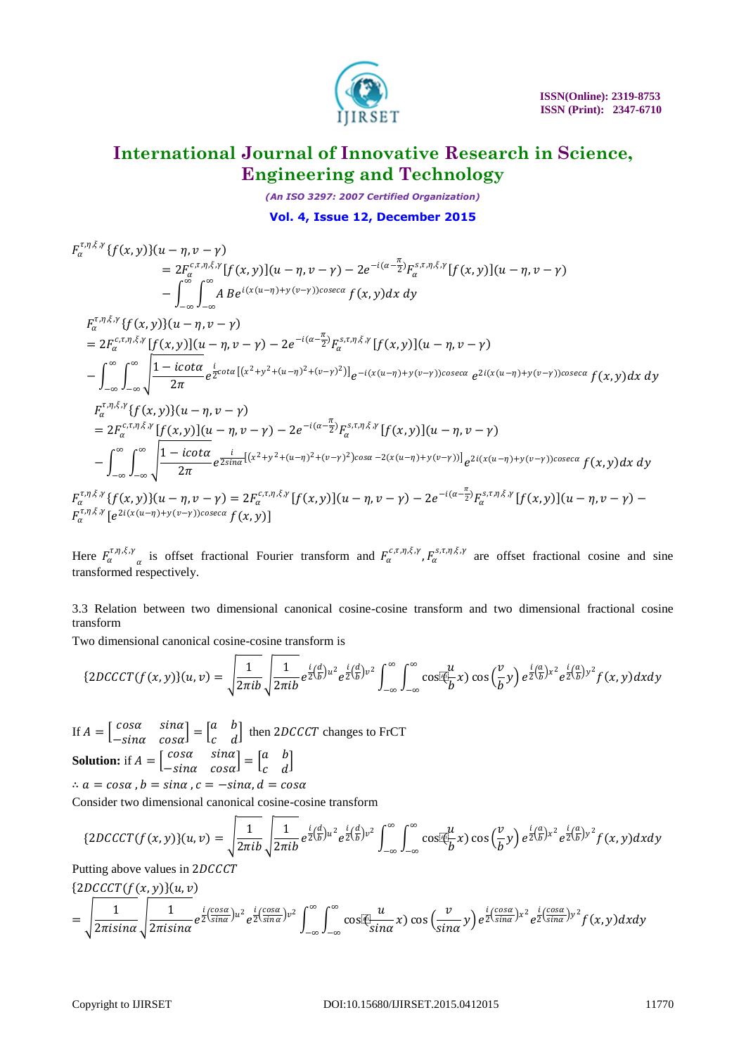$$F_\alpha^{\tau,\eta,\xi,\gamma}\{f(x,y)\}(u-\eta,v-\gamma)$$
$$= 2F_\alpha^{c,\tau,\eta,\xi,\gamma}[f(x,y)](u-\eta,v-\gamma) - 2e^{-i(\alpha-\frac{\pi}{2})}F_\alpha^{s,\tau,\eta,\xi,\gamma}[f(x,y)](u-\eta,v-\gamma)$$
$$- \int_{-\infty}^{\infty}\int_{-\infty}^{\infty} A\,Be^{i(x(u-\eta)+y(v-\gamma))cosec\alpha} f(x,y)dx\,dy$$

$$F_\alpha^{\tau,\eta,\xi,\gamma}\{f(x,y)\}(u-\eta,v-\gamma)$$
$$= 2F_\alpha^{c,\tau,\eta,\xi,\gamma}[f(x,y)](u-\eta,v-\gamma) - 2e^{-i(\alpha-\frac{\pi}{2})}F_\alpha^{s,\tau,\eta,\xi,\gamma}[f(x,y)](u-\eta,v-\gamma)$$
$$- \int_{-\infty}^{\infty}\int_{-\infty}^{\infty} \sqrt{\frac{1-icot\alpha}{2\pi}}\, e^{\frac{i}{2}cot\alpha\left[(x^2+y^2+(u-\eta)^2+(v-\gamma)^2)\right]} e^{-i(x(u-\eta)+y(v-\gamma))cosec\alpha}\, e^{2i(x(u-\eta)+y(v-\gamma))cosec\alpha} f(x,y)dx\,dy$$

$$F_\alpha^{\tau,\eta,\xi,\gamma}\{f(x,y)\}(u-\eta,v-\gamma)$$
$$= 2F_\alpha^{c,\tau,\eta,\xi,\gamma}[f(x,y)](u-\eta,v-\gamma) - 2e^{-i(\alpha-\frac{\pi}{2})}F_\alpha^{s,\tau,\eta,\xi,\gamma}[f(x,y)](u-\eta,v-\gamma)$$
$$- \int_{-\infty}^{\infty}\int_{-\infty}^{\infty} \sqrt{\frac{1-icot\alpha}{2\pi}}\, e^{\frac{i}{2sin\alpha}\left[(x^2+y^2+(u-\eta)^2+(v-\gamma)^2)cos\alpha - 2(x(u-\eta)+y(v-\gamma))\right]} e^{2i(x(u-\eta)+y(v-\gamma))cosec\alpha} f(x,y)dx\,dy$$

$$F_\alpha^{\tau,\eta,\xi,\gamma}\{f(x,y)\}(u-\eta,v-\gamma) = 2F_\alpha^{c,\tau,\eta,\xi,\gamma}[f(x,y)](u-\eta,v-\gamma) - 2e^{-i(\alpha-\frac{\pi}{2})}F_\alpha^{s,\tau,\eta,\xi,\gamma}[f(x,y)](u-\eta,v-\gamma) - F_\alpha^{\tau,\eta,\xi,\gamma}\left[e^{2i(x(u-\eta)+y(v-\gamma))cosec\alpha} f(x,y)\right]$$

Here $F_\alpha^{\tau,\eta,\xi,\gamma}$ is offset fractional Fourier transform and $F_\alpha^{c,\tau,\eta,\xi,\gamma}, F_\alpha^{s,\tau,\eta,\xi,\gamma}$ are offset fractional cosine and sine transformed respectively.

3.3 Relation between two dimensional canonical cosine-cosine transform and two dimensional fractional cosine transform

Two dimensional canonical cosine-cosine transform is

$$\{2DCCCT(f(x,y))\}(u,v) = \sqrt{\frac{1}{2\pi ib}}\sqrt{\frac{1}{2\pi ib}}\, e^{\frac{i}{2}\left(\frac{d}{b}\right)u^2} e^{\frac{i}{2}\left(\frac{d}{b}\right)v^2} \int_{-\infty}^{\infty}\int_{-\infty}^{\infty} \cos\left(\frac{u}{b}x\right)\cos\left(\frac{v}{b}y\right) e^{\frac{i}{2}\left(\frac{a}{b}\right)x^2} e^{\frac{i}{2}\left(\frac{a}{b}\right)y^2} f(x,y)dxdy$$

If $A = \begin{bmatrix} cos\alpha & sin\alpha \\ -sin\alpha & cos\alpha \end{bmatrix} = \begin{bmatrix} a & b \\ c & d \end{bmatrix}$ then $2DCCCT$ changes to FrCT

**Solution:** if $A = \begin{bmatrix} cos\alpha & sin\alpha \\ -sin\alpha & cos\alpha \end{bmatrix} = \begin{bmatrix} a & b \\ c & d \end{bmatrix}$

$\therefore a = cos\alpha,\ b = sin\alpha,\ c = -sin\alpha,\ d = cos\alpha$

Consider two dimensional canonical cosine-cosine transform

$$\{2DCCCT(f(x,y))\}(u,v) = \sqrt{\frac{1}{2\pi ib}}\sqrt{\frac{1}{2\pi ib}}\, e^{\frac{i}{2}\left(\frac{d}{b}\right)u^2} e^{\frac{i}{2}\left(\frac{d}{b}\right)v^2} \int_{-\infty}^{\infty}\int_{-\infty}^{\infty} \cos\left(\frac{u}{b}x\right)\cos\left(\frac{v}{b}y\right) e^{\frac{i}{2}\left(\frac{a}{b}\right)x^2} e^{\frac{i}{2}\left(\frac{a}{b}\right)y^2} f(x,y)dxdy$$

Putting above values in $2DCCCT$

$$\{2DCCCT(f(x,y))\}(u,v)$$
$$= \sqrt{\frac{1}{2\pi isin\alpha}}\sqrt{\frac{1}{2\pi isin\alpha}}\, e^{\frac{i}{2}\left(\frac{cos\alpha}{sin\alpha}\right)u^2} e^{\frac{i}{2}\left(\frac{cos\alpha}{sin\alpha}\right)v^2} \int_{-\infty}^{\infty}\int_{-\infty}^{\infty} \cos\left(\frac{u}{sin\alpha}x\right)\cos\left(\frac{v}{sin\alpha}y\right) e^{\frac{i}{2}\left(\frac{cos\alpha}{sin\alpha}\right)x^2} e^{\frac{i}{2}\left(\frac{cos\alpha}{sin\alpha}\right)y^2} f(x,y)dxdy$$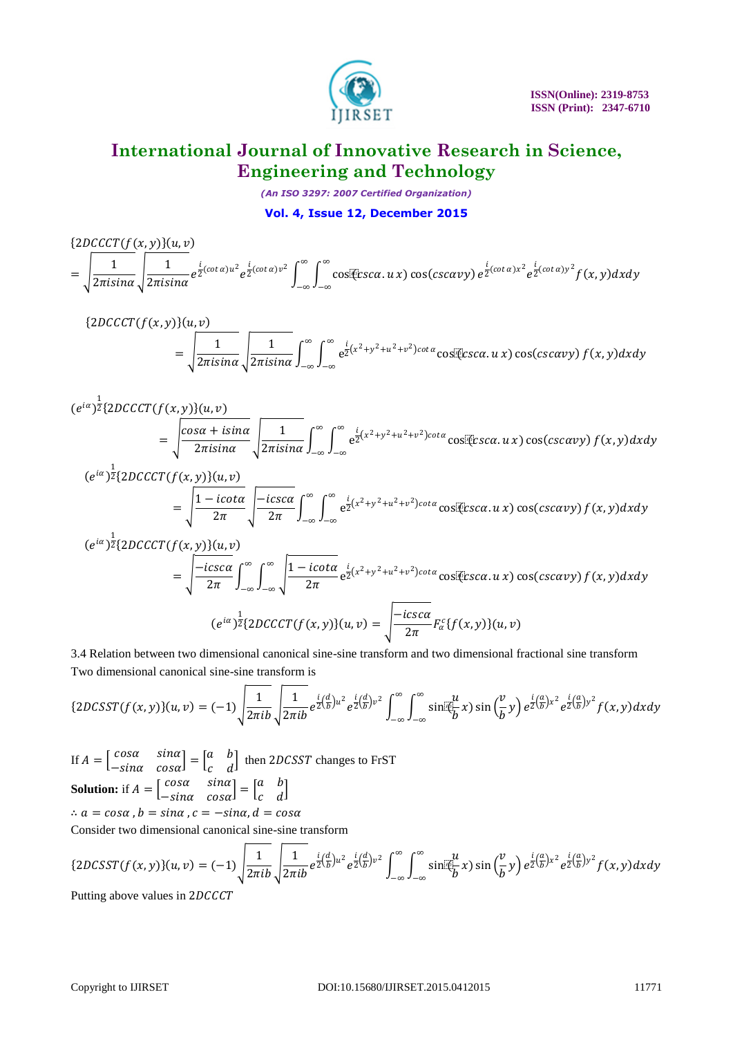$$\{2DCCCT(f(x,y)\}(u,v) = \sqrt{\frac{1}{2\pi i sin\alpha}}\sqrt{\frac{1}{2\pi i sin\alpha}}e^{\frac{i}{2}(cot\,\alpha)u^2}e^{\frac{i}{2}(cot\,\alpha)v^2}\int_{-\infty}^{\infty}\int_{-\infty}^{\infty}\cos(csc\alpha.\,u\,x)\cos(csc\alpha vy)\,e^{\frac{i}{2}(cot\,\alpha)x^2}e^{\frac{i}{2}(cot\,\alpha)y^2}f(x,y)dxdy$$

$$\{2DCCCT(f(x,y)\}(u,v) = \sqrt{\frac{1}{2\pi i sin\alpha}}\sqrt{\frac{1}{2\pi i sin\alpha}}\int_{-\infty}^{\infty}\int_{-\infty}^{\infty}e^{\frac{i}{2}(x^2+y^2+u^2+v^2)cot\,\alpha}\cos(csc\alpha.\,u\,x)\cos(csc\alpha vy)\,f(x,y)dxdy$$

$$(e^{i\alpha})^{\frac{1}{2}}\{2DCCCT(f(x,y)\}(u,v) = \sqrt{\frac{cos\alpha + isin\alpha}{2\pi i sin\alpha}}\sqrt{\frac{1}{2\pi i sin\alpha}}\int_{-\infty}^{\infty}\int_{-\infty}^{\infty}e^{\frac{i}{2}(x^2+y^2+u^2+v^2)cot\alpha}\cos(csc\alpha.\,u\,x)\cos(csc\alpha vy)\,f(x,y)dxdy$$

$$(e^{i\alpha})^{\frac{1}{2}}\{2DCCCT(f(x,y)\}(u,v) = \sqrt{\frac{1-icot\alpha}{2\pi}}\sqrt{\frac{-icsc\alpha}{2\pi}}\int_{-\infty}^{\infty}\int_{-\infty}^{\infty}e^{\frac{i}{2}(x^2+y^2+u^2+v^2)cot\alpha}\cos(csc\alpha.\,u\,x)\cos(csc\alpha vy)\,f(x,y)dxdy$$

$$(e^{i\alpha})^{\frac{1}{2}}\{2DCCCT(f(x,y)\}(u,v) = \sqrt{\frac{-icsc\alpha}{2\pi}}\int_{-\infty}^{\infty}\int_{-\infty}^{\infty}\sqrt{\frac{1-icot\alpha}{2\pi}}\,e^{\frac{i}{2}(x^2+y^2+u^2+v^2)cot\alpha}\cos(csc\alpha.\,u\,x)\cos(csc\alpha vy)\,f(x,y)dxdy$$

$$(e^{i\alpha})^{\frac{1}{2}}\{2DCCCT(f(x,y)\}(u,v) = \sqrt{\frac{-icsc\alpha}{2\pi}}F_{\alpha}^{c}\{f(x,y)\}(u,v)$$

3.4 Relation between two dimensional canonical sine-sine transform and two dimensional fractional sine transform

Two dimensional canonical sine-sine transform is

$$\{2DCSST(f(x,y)\}(u,v) = (-1)\sqrt{\frac{1}{2\pi ib}}\sqrt{\frac{1}{2\pi ib}}e^{\frac{i}{2}\left(\frac{d}{b}\right)u^2}e^{\frac{i}{2}\left(\frac{d}{b}\right)v^2}\int_{-\infty}^{\infty}\int_{-\infty}^{\infty}\sin\left(\frac{u}{b}x\right)\sin\left(\frac{v}{b}y\right)e^{\frac{i}{2}\left(\frac{a}{b}\right)x^2}e^{\frac{i}{2}\left(\frac{a}{b}\right)y^2}f(x,y)dxdy$$

If $A = \begin{bmatrix} cos\alpha & sin\alpha \\ -sin\alpha & cos\alpha \end{bmatrix} = \begin{bmatrix} a & b \\ c & d \end{bmatrix}$ then $2DCSST$ changes to FrST

**Solution:** if $A = \begin{bmatrix} cos\alpha & sin\alpha \\ -sin\alpha & cos\alpha \end{bmatrix} = \begin{bmatrix} a & b \\ c & d \end{bmatrix}$

$\therefore\, a = cos\alpha\,, b = sin\alpha\,, c = -sin\alpha, d = cos\alpha$

Consider two dimensional canonical sine-sine transform

$$\{2DCSST(f(x,y)\}(u,v) = (-1)\sqrt{\frac{1}{2\pi ib}}\sqrt{\frac{1}{2\pi ib}}e^{\frac{i}{2}\left(\frac{d}{b}\right)u^2}e^{\frac{i}{2}\left(\frac{d}{b}\right)v^2}\int_{-\infty}^{\infty}\int_{-\infty}^{\infty}\sin\left(\frac{u}{b}x\right)\sin\left(\frac{v}{b}y\right)e^{\frac{i}{2}\left(\frac{a}{b}\right)x^2}e^{\frac{i}{2}\left(\frac{a}{b}\right)y^2}f(x,y)dxdy$$

Putting above values in $2DCCCT$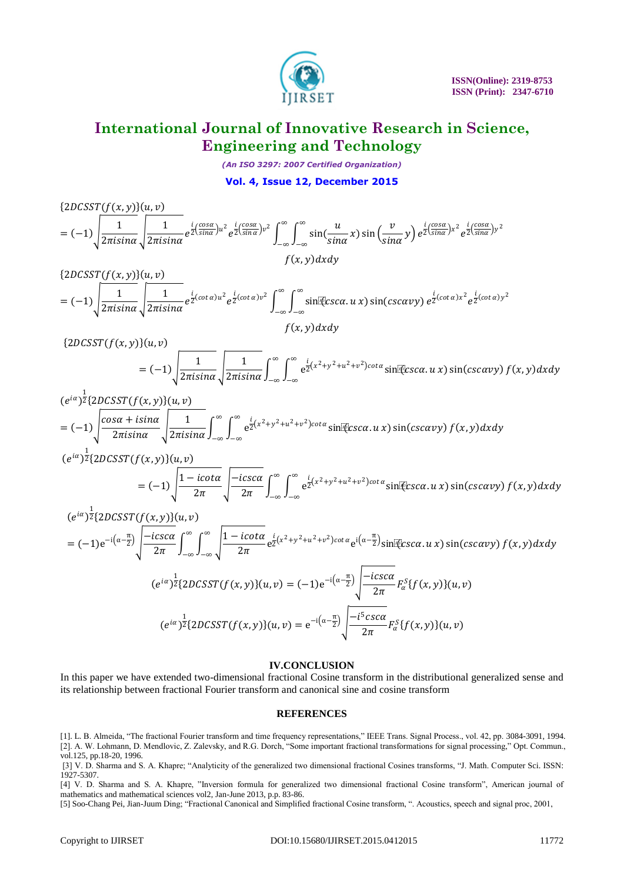$$\{2DCSST(f(x,y)\}(u,v) = (-1)\sqrt{\frac{1}{2\pi i sin\alpha}}\sqrt{\frac{1}{2\pi i sin\alpha}}e^{\frac{i}{2}\left(\frac{cos\alpha}{sin\alpha}\right)u^2}e^{\frac{i}{2}\left(\frac{cos\alpha}{sin\alpha}\right)v^2}\int_{-\infty}^{\infty}\int_{-\infty}^{\infty}\sin\left(\frac{u}{sin\alpha}x\right)\sin\left(\frac{v}{sin\alpha}y\right)e^{\frac{i}{2}\left(\frac{cos\alpha}{sin\alpha}\right)x^2}e^{\frac{i}{2}\left(\frac{cos\alpha}{sin\alpha}\right)y^2} f(x,y)dxdy$$

$$\{2DCSST(f(x,y)\}(u,v) = (-1)\sqrt{\frac{1}{2\pi i sin\alpha}}\sqrt{\frac{1}{2\pi i sin\alpha}}e^{\frac{i}{2}(cot\,\alpha)u^2}e^{\frac{i}{2}(cot\,\alpha)v^2}\int_{-\infty}^{\infty}\int_{-\infty}^{\infty}\sin(csc\alpha.u\,x)\sin(csc\alpha v y)\,e^{\frac{i}{2}(cot\,\alpha)x^2}e^{\frac{i}{2}(cot\,\alpha)y^2} f(x,y)dxdy$$

$$\{2DCSST(f(x,y)\}(u,v) = (-1)\sqrt{\frac{1}{2\pi i sin\alpha}}\sqrt{\frac{1}{2\pi i sin\alpha}}\int_{-\infty}^{\infty}\int_{-\infty}^{\infty}e^{\frac{i}{2}(x^2+y^2+u^2+v^2)cot\alpha}\sin(csc\alpha.u\,x)\sin(csc\alpha v y)\,f(x,y)dxdy$$

$$(e^{i\alpha})^{\frac{1}{2}}\{2DCSST(f(x,y)\}(u,v) = (-1)\sqrt{\frac{cos\alpha + isin\alpha}{2\pi i sin\alpha}}\sqrt{\frac{1}{2\pi i sin\alpha}}\int_{-\infty}^{\infty}\int_{-\infty}^{\infty}e^{\frac{i}{2}(x^2+y^2+u^2+v^2)cot\alpha}\sin(csc\alpha.u\,x)\sin(csc\alpha v y)\,f(x,y)dxdy$$

$$(e^{i\alpha})^{\frac{1}{2}}\{2DCSST(f(x,y)\}(u,v) = (-1)\sqrt{\frac{1-icot\alpha}{2\pi}}\sqrt{\frac{-icsc\alpha}{2\pi}}\int_{-\infty}^{\infty}\int_{-\infty}^{\infty}e^{\frac{i}{2}(x^2+y^2+u^2+v^2)cot\,\alpha}\sin(csc\alpha.u\,x)\sin(csc\alpha v y)\,f(x,y)dxdy$$

$$(e^{i\alpha})^{\frac{1}{2}}\{2DCSST(f(x,y)\}(u,v) = (-1)e^{-i\left(\alpha-\frac{\pi}{2}\right)}\sqrt{\frac{-icsc\alpha}{2\pi}}\int_{-\infty}^{\infty}\int_{-\infty}^{\infty}\sqrt{\frac{1-icot\alpha}{2\pi}}e^{\frac{i}{2}(x^2+y^2+u^2+v^2)cot\,\alpha}e^{i\left(\alpha-\frac{\pi}{2}\right)}\sin(csc\alpha.u\,x)\sin(csc\alpha v y)\,f(x,y)dxdy$$

$$(e^{i\alpha})^{\frac{1}{2}}\{2DCSST(f(x,y)\}(u,v) = (-1)e^{-i\left(\alpha-\frac{\pi}{2}\right)}\sqrt{\frac{-icsc\alpha}{2\pi}}F_{\alpha}^{S}\{f(x,y)\}(u,v)$$

$$(e^{i\alpha})^{\frac{1}{2}}\{2DCSST(f(x,y)\}(u,v) = e^{-i\left(\alpha-\frac{\pi}{2}\right)}\sqrt{\frac{-i^5csc\alpha}{2\pi}}F_{\alpha}^{S}\{f(x,y)\}(u,v)$$

## IV.CONCLUSION

In this paper we have extended two-dimensional fractional Cosine transform in the distributional generalized sense and its relationship between fractional Fourier transform and canonical sine and cosine transform

## REFERENCES

[1]. L. B. Almeida, "The fractional Fourier transform and time frequency representations," IEEE Trans. Signal Process., vol. 42, pp. 3084-3091, 1994.

[2]. A. W. Lohmann, D. Mendlovic, Z. Zalevsky, and R.G. Dorch, "Some important fractional transformations for signal processing," Opt. Commun., vol.125, pp.18-20, 1996.

[3] V. D. Sharma and S. A. Khapre; "Analyticity of the generalized two dimensional fractional Cosines transforms, "J. Math. Computer Sci. ISSN: 1927-5307.

[4] V. D. Sharma and S. A. Khapre, "Inversion formula for generalized two dimensional fractional Cosine transform", American journal of mathematics and mathematical sciences vol2, Jan-June 2013, p.p. 83-86.

[5] Soo-Chang Pei, Jian-Juum Ding; "Fractional Canonical and Simplified fractional Cosine transform, ". Acoustics, speech and signal proc, 2001,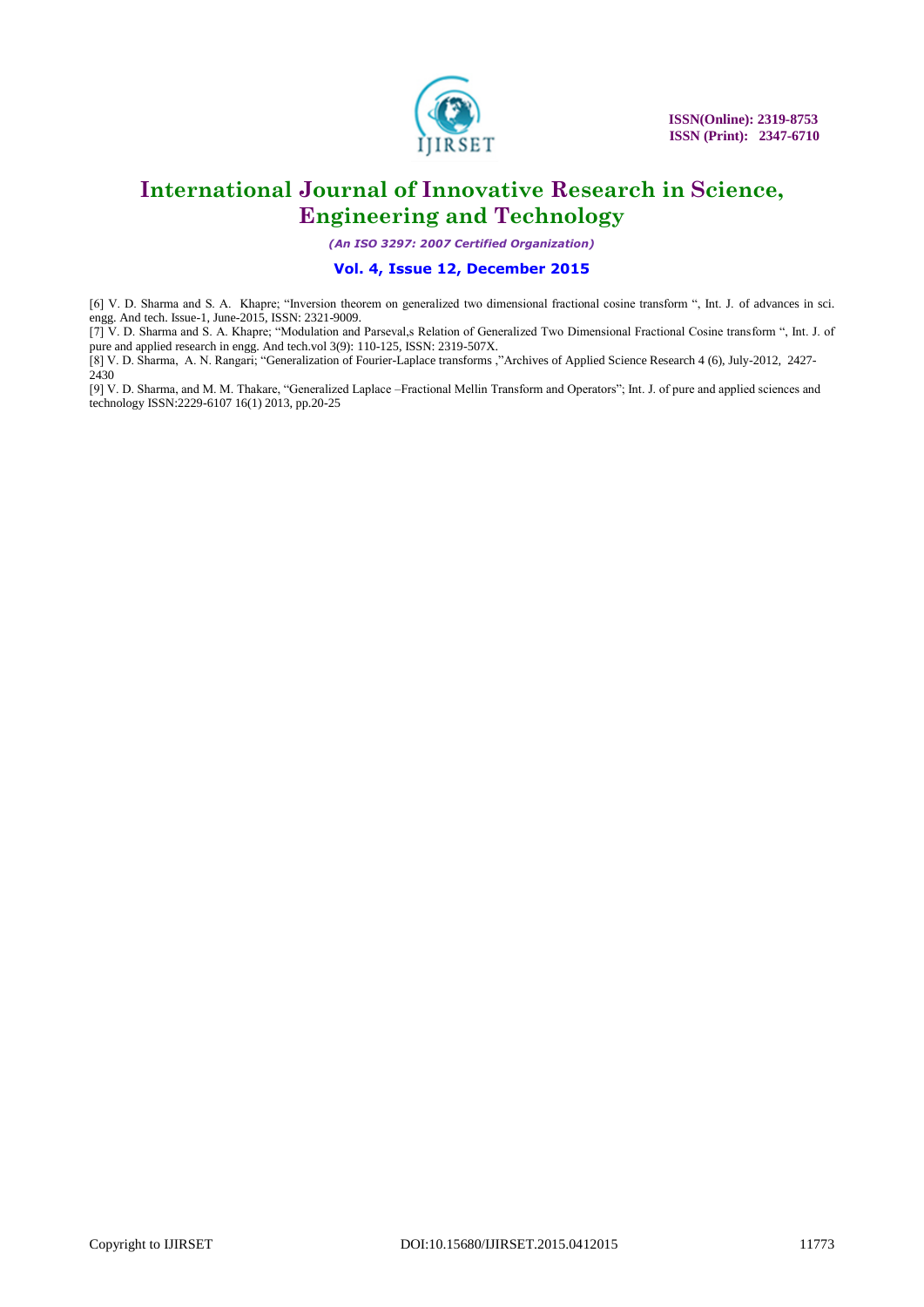[6] V. D. Sharma and S. A. Khapre; "Inversion theorem on generalized two dimensional fractional cosine transform ", Int. J. of advances in sci. engg. And tech. Issue-1, June-2015, ISSN: 2321-9009.

[7] V. D. Sharma and S. A. Khapre; "Modulation and Parseval,s Relation of Generalized Two Dimensional Fractional Cosine transform ", Int. J. of pure and applied research in engg. And tech.vol 3(9): 110-125, ISSN: 2319-507X.

[8] V. D. Sharma, A. N. Rangari; "Generalization of Fourier-Laplace transforms ,"Archives of Applied Science Research 4 (6), July-2012, 2427-2430

[9] V. D. Sharma, and M. M. Thakare, "Generalized Laplace –Fractional Mellin Transform and Operators"; Int. J. of pure and applied sciences and technology ISSN:2229-6107 16(1) 2013, pp.20-25